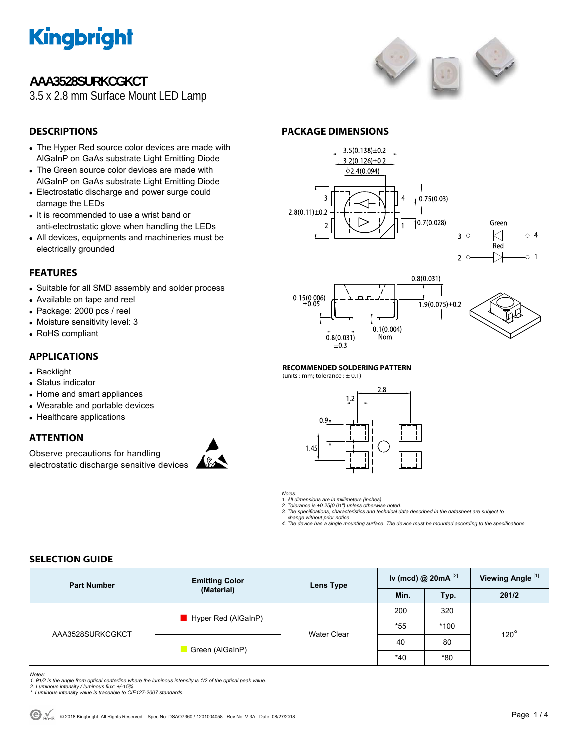# AAA3528SURKCGKCT

3.5 x 2.8 mm Surface Mount LED Lamp

## DESCRIPTIONS

- The Hyper Red source color devices are made with AlGaInP on GaAs substrate Light Emitting Diode
- The Green source color devices are made with AlGaInP on GaAs substrate Light Emitting Diode
- Electrostatic discharge and power surge could damage the LEDs
- It is recommended to use a wrist band or anti-electrostatic glove when handling the LEDs
- All devices, equipments and machineries must be electrically grounded

## FEATURES

- Suitable for all SMD assembly and solder process
- Available on tape and reel
- Package: 2000 pcs / reel
- Moisture sensitivity level: 3
- RoHS compliant

## APPLICATIONS

- Backlight
- Status indicator
- Home and smart appliances
- Wearable and portable devices
- Healthcare applications

## ATTENTION

Observe precautions for handling electrostatic discharge sensitive devices

## PACKAGE DIMENSIONS

3.5(0.138)±0.2
3.2(0.126)±0.2
ϕ2.4(0.094)
2.8(0.11)±0.2
0.75(0.03)
0.7(0.028)
0.8(0.031)
0.15(0.006) ±0.05
1.9(0.075)±0.2
0.1(0.004) Nom.
0.8(0.031) ±0.3

Green: 3 – 4
Red: 2 – 1

### RECOMMENDED SOLDERING PATTERN

(units : mm; tolerance : ± 0.1)

2.8, 1.2, 0.9, 1.45

*Notes:*
*1. All dimensions are in millimeters (inches).*
*2. Tolerance is ±0.25(0.01") unless otherwise noted.*
*3. The specifications, characteristics and technical data described in the datasheet are subject to change without prior notice.*
*4. The device has a single mounting surface. The device must be mounted according to the specifications.*

## SELECTION GUIDE

| Part Number | Emitting Color (Material) | Lens Type | Iv (mcd) @ 20mA [2] | | Viewing Angle [1] |
|---|---|---|---|---|---|
| | | | Min. | Typ. | 2θ1/2 |
| AAA3528SURKCGKCT | Hyper Red (AlGaInP) | Water Clear | 200 | 320 | 120° |
| | | | *55 | *100 | |
| | Green (AlGaInP) | | 40 | 80 | |
| | | | *40 | *80 | |

*Notes:*
*1. θ1/2 is the angle from optical centerline where the luminous intensity is 1/2 of the optical peak value.*
*2. Luminous intensity / luminous flux: +/-15%.*
*\* Luminous intensity value is traceable to CIE127-2007 standards.*

© 2018 Kingbright. All Rights Reserved. Spec No: DSAO7360 / 1201004058 Rev No: V.3A Date: 08/27/2018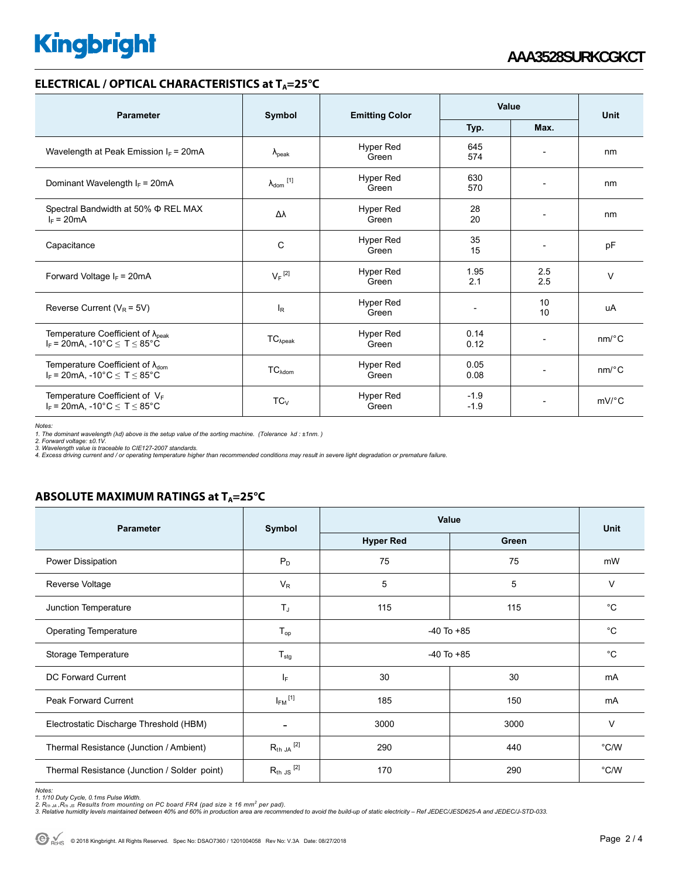## ELECTRICAL / OPTICAL CHARACTERISTICS at $T_A$=25°C

| Parameter | Symbol | Emitting Color | Value | | Unit |
|---|---|---|---|---|---|
| | | | Typ. | Max. | |
| Wavelength at Peak Emission $I_F$ = 20mA | $\lambda_{peak}$ | Hyper Red<br>Green | 645<br>574 | - | nm |
| Dominant Wavelength $I_F$ = 20mA | $\lambda_{dom}$ [1] | Hyper Red<br>Green | 630<br>570 | - | nm |
| Spectral Bandwidth at 50% Φ REL MAX<br>$I_F$ = 20mA | Δλ | Hyper Red<br>Green | 28<br>20 | - | nm |
| Capacitance | C | Hyper Red<br>Green | 35<br>15 | - | pF |
| Forward Voltage $I_F$ = 20mA | $V_F$ [2] | Hyper Red<br>Green | 1.95<br>2.1 | 2.5<br>2.5 | V |
| Reverse Current ($V_R$ = 5V) | $I_R$ | Hyper Red<br>Green | - | 10<br>10 | uA |
| Temperature Coefficient of $\lambda_{peak}$<br>$I_F$ = 20mA, -10°C ≤ T ≤ 85°C | $TC_{\lambda peak}$ | Hyper Red<br>Green | 0.14<br>0.12 | - | nm/°C |
| Temperature Coefficient of $\lambda_{dom}$<br>$I_F$ = 20mA, -10°C ≤ T ≤ 85°C | $TC_{\lambda dom}$ | Hyper Red<br>Green | 0.05<br>0.08 | - | nm/°C |
| Temperature Coefficient of $V_F$<br>$I_F$ = 20mA, -10°C ≤ T ≤ 85°C | $TC_V$ | Hyper Red<br>Green | -1.9<br>-1.9 | - | mV/°C |

*Notes:*
*1. The dominant wavelength (λd) above is the setup value of the sorting machine. (Tolerance λd : ±1nm. )*
*2. Forward voltage: ±0.1V.*
*3. Wavelength value is traceable to CIE127-2007 standards.*
*4. Excess driving current and / or operating temperature higher than recommended conditions may result in severe light degradation or premature failure.*

## ABSOLUTE MAXIMUM RATINGS at $T_A$=25°C

| Parameter | Symbol | Value | | Unit |
|---|---|---|---|---|
| | | Hyper Red | Green | |
| Power Dissipation | $P_D$ | 75 | 75 | mW |
| Reverse Voltage | $V_R$ | 5 | 5 | V |
| Junction Temperature | $T_J$ | 115 | 115 | °C |
| Operating Temperature | $T_{op}$ | -40 To +85 | | °C |
| Storage Temperature | $T_{stg}$ | -40 To +85 | | °C |
| DC Forward Current | $I_F$ | 30 | 30 | mA |
| Peak Forward Current | $I_{FM}$ [1] | 185 | 150 | mA |
| Electrostatic Discharge Threshold (HBM) | - | 3000 | 3000 | V |
| Thermal Resistance (Junction / Ambient) | $R_{th\ JA}$ [2] | 290 | 440 | °C/W |
| Thermal Resistance (Junction / Solder point) | $R_{th\ JS}$ [2] | 170 | 290 | °C/W |

*Notes:*
*1. 1/10 Duty Cycle, 0.1ms Pulse Width.*
*2. $R_{th\ JA}$ ,$R_{th\ JS}$ Results from mounting on PC board FR4 (pad size ≥ 16 $mm^2$ per pad).*
*3. Relative humidity levels maintained between 40% and 60% in production area are recommended to avoid the build-up of static electricity – Ref JEDEC/JESD625-A and JEDEC/J-STD-033.*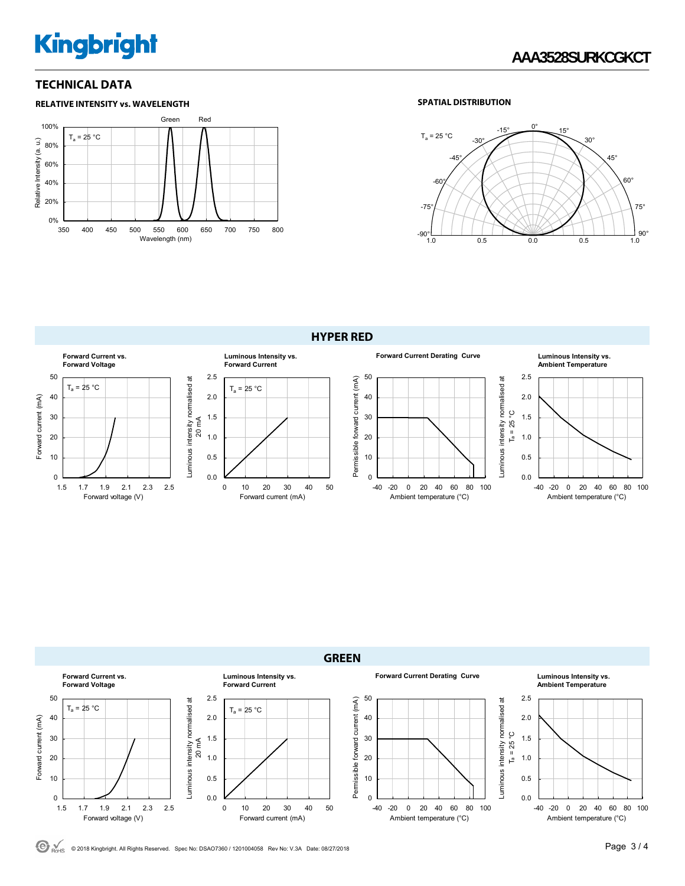## TECHNICAL DATA

### RELATIVE INTENSITY vs. WAVELENGTH

### SPATIAL DISTRIBUTION

## HYPER RED

**Forward Current vs. Forward Voltage**

**Luminous Intensity vs. Forward Current**

**Forward Current Derating Curve**

**Luminous Intensity vs. Ambient Temperature**

## GREEN

**Forward Current vs. Forward Voltage**

**Luminous Intensity vs. Forward Current**

**Forward Current Derating Curve**

**Luminous Intensity vs. Ambient Temperature**

© 2018 Kingbright. All Rights Reserved. Spec No: DSAO7360 / 1201004058 Rev No: V.3A Date: 08/27/2018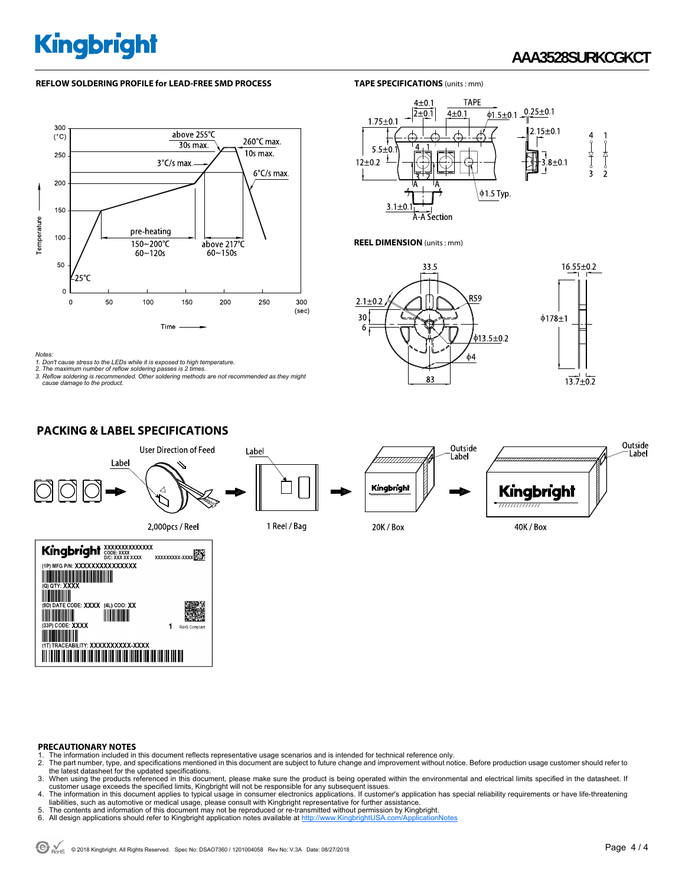## REFLOW SOLDERING PROFILE for LEAD-FREE SMD PROCESS

300 (°C)
250
200
150
100
50
0
Temperature
above 255°C
30s max.
260°C max.
10s max.
3°C/s max.
6°C/s max.
pre-heating
150~200°C
60~120s
above 217°C
60~150s
25°C
0 50 100 150 200 250 300 (sec)
Time

*Notes:*
*1. Don't cause stress to the LEDs while it is exposed to high temperature.*
*2. The maximum number of reflow soldering passes is 2 times.*
*3. Reflow soldering is recommended. Other soldering methods are not recommended as they might cause damage to the product.*

## TAPE SPECIFICATIONS (units : mm)

4±0.1
TAPE
2±0.1
4±0.1
ϕ1.5±0.1
0.25±0.1
1.75±0.1
2.15±0.1
5.5±0.1
12±0.2
3.8±0.1
ϕ1.5 Typ.
3.1±0.1
A-A Section
4 1
3 2

## REEL DIMENSION (units : mm)

33.5
16.55±0.2
2.1±0.2
R59
30
6
ϕ178±1
ϕ13.5±0.2
ϕ4
83
13.7±0.2

## PACKING & LABEL SPECIFICATIONS

User Direction of Feed
Label
Label
Outside Label
Outside Label
2,000pcs / Reel
1 Reel / Bag
20K / Box
40K / Box

Kingbright XXXXXXXXXXXXX
CODE: XXXX
D/C: XXX XX XXXX
XXXXXXXXX-XXXX
(1P) MFG P/N: XXXXXXXXXXXXXX
(Q) QTY: XXXX
(9D) DATE CODE: XXXX (4L) COO: XX
(33P) CODE: XXXX 1 RoHS Compliant
(1T) TRACEABILITY: XXXXXXXXXX-XXXX

## PRECAUTIONARY NOTES

1. The information included in this document reflects representative usage scenarios and is intended for technical reference only.
2. The part number, type, and specifications mentioned in this document are subject to future change and improvement without notice. Before production usage customer should refer to the latest datasheet for the updated specifications.
3. When using the products referenced in this document, please make sure the product is being operated within the environmental and electrical limits specified in the datasheet. If customer usage exceeds the specified limits, Kingbright will not be responsible for any subsequent issues.
4. The information in this document applies to typical usage in consumer electronics applications. If customer's application has special reliability requirements or have life-threatening liabilities, such as automotive or medical usage, please consult with Kingbright representative for further assistance.
5. The contents and information of this document may not be reproduced or re-transmitted without permission by Kingbright.
6. All design applications should refer to Kingbright application notes available at http://www.KingbrightUSA.com/ApplicationNotes

© 2018 Kingbright. All Rights Reserved. Spec No: DSAO7360 / 1201004058 Rev No: V.3A Date: 08/27/2018